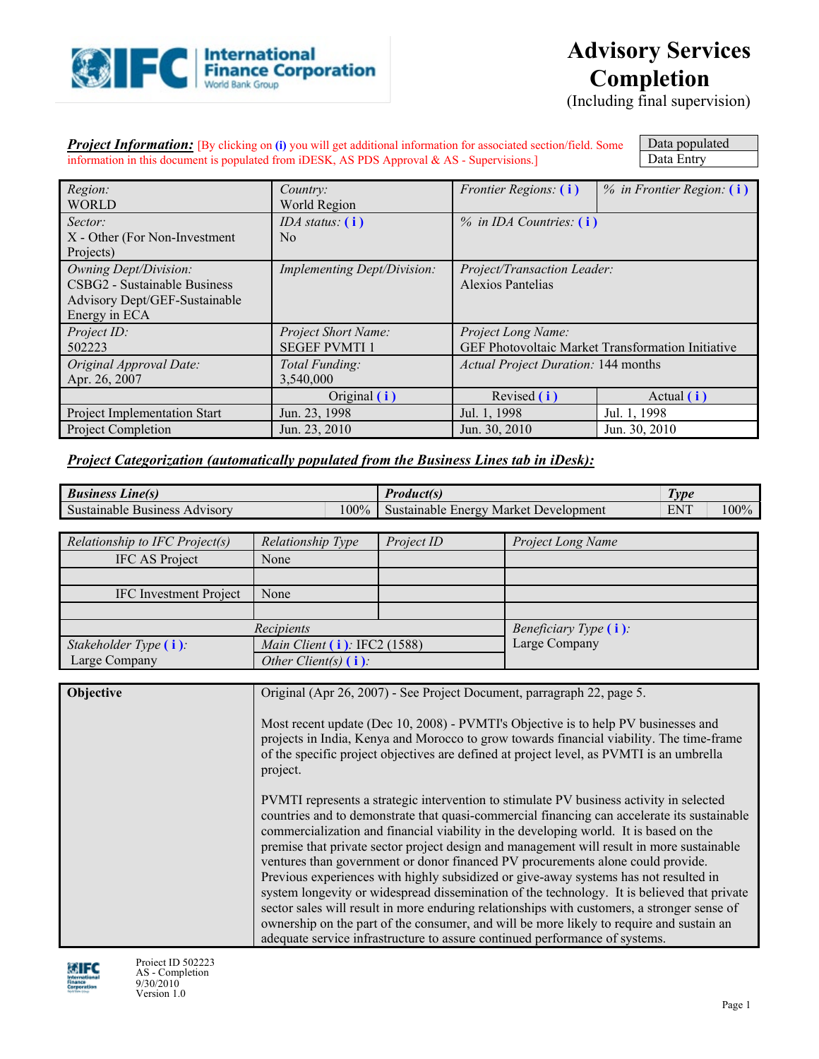# Advisory Services Completion

(Including final supervision)

***Project Information:*** [By clicking on (i) you will get additional information for associated section/field. Some information in this document is populated from iDESK, AS PDS Approval & AS - Supervisions.]

| Data populated |
|---|
| Data Entry |

| | | | |
|---|---|---|---|
| *Region:* WORLD | *Country:* World Region | *Frontier Regions:* ( i ) | *% in Frontier Region:* ( i ) |
| *Sector:* X - Other (For Non-Investment Projects) | *IDA status:* ( i ) No | *% in IDA Countries:* ( i ) | |
| *Owning Dept/Division:* CSBG2 - Sustainable Business Advisory Dept/GEF-Sustainable Energy in ECA | *Implementing Dept/Division:* | *Project/Transaction Leader:* Alexios Pantelias | |
| *Project ID:* 502223 | *Project Short Name:* SEGEF PVMTI 1 | *Project Long Name:* GEF Photovoltaic Market Transformation Initiative | |
| *Original Approval Date:* Apr. 26, 2007 | *Total Funding:* 3,540,000 | *Actual Project Duration:* 144 months | |
| | Original ( i ) | Revised ( i ) | Actual ( i ) |
| Project Implementation Start | Jun. 23, 1998 | Jul. 1, 1998 | Jul. 1, 1998 |
| Project Completion | Jun. 23, 2010 | Jun. 30, 2010 | Jun. 30, 2010 |

***Project Categorization (automatically populated from the Business Lines tab in iDesk):***

| ***Business Line(s)*** | | ***Product(s)*** | ***Type*** | |
|---|---|---|---|---|
| Sustainable Business Advisory | 100% | Sustainable Energy Market Development | ENT | 100% |

| *Relationship to IFC Project(s)* | *Relationship Type* | *Project ID* | *Project Long Name* |
|---|---|---|---|
| IFC AS Project | None | | |
| | | | |
| IFC Investment Project | None | | |
| | | | |
| *Recipients* | | | *Beneficiary Type* ( i ): Large Company |
| *Stakeholder Type* ( i ): Large Company | *Main Client* ( i ): IFC2 (1588) | | |
| | *Other Client(s)* ( i ): | | |

| | |
|---|---|
| **Objective** | Original (Apr 26, 2007) - See Project Document, parragraph 22, page 5.<br><br>Most recent update (Dec 10, 2008) - PVMTI's Objective is to help PV businesses and projects in India, Kenya and Morocco to grow towards financial viability. The time-frame of the specific project objectives are defined at project level, as PVMTI is an umbrella project.<br><br>PVMTI represents a strategic intervention to stimulate PV business activity in selected countries and to demonstrate that quasi-commercial financing can accelerate its sustainable commercialization and financial viability in the developing world. It is based on the premise that private sector project design and management will result in more sustainable ventures than government or donor financed PV procurements alone could provide. Previous experiences with highly subsidized or give-away systems has not resulted in system longevity or widespread dissemination of the technology. It is believed that private sector sales will result in more enduring relationships with customers, a stronger sense of ownership on the part of the consumer, and will be more likely to require and sustain an adequate service infrastructure to assure continued performance of systems. |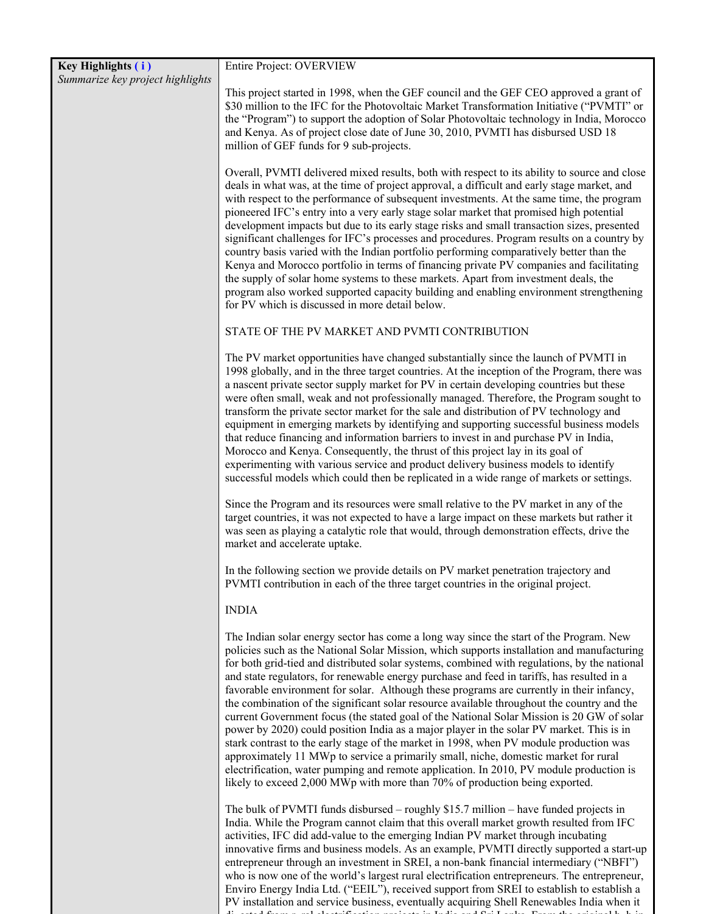| **Key Highlights ( i )** *Summarize key project highlights* | Entire Project: OVERVIEW<br><br>This project started in 1998, when the GEF council and the GEF CEO approved a grant of $30 million to the IFC for the Photovoltaic Market Transformation Initiative ("PVMTI" or the "Program") to support the adoption of Solar Photovoltaic technology in India, Morocco and Kenya. As of project close date of June 30, 2010, PVMTI has disbursed USD 18 million of GEF funds for 9 sub-projects.<br><br>Overall, PVMTI delivered mixed results, both with respect to its ability to source and close deals in what was, at the time of project approval, a difficult and early stage market, and with respect to the performance of subsequent investments. At the same time, the program pioneered IFC's entry into a very early stage solar market that promised high potential development impacts but due to its early stage risks and small transaction sizes, presented significant challenges for IFC's processes and procedures. Program results on a country by country basis varied with the Indian portfolio performing comparatively better than the Kenya and Morocco portfolio in terms of financing private PV companies and facilitating the supply of solar home systems to these markets. Apart from investment deals, the program also worked supported capacity building and enabling environment strengthening for PV which is discussed in more detail below.<br><br>STATE OF THE PV MARKET AND PVMTI CONTRIBUTION<br><br>The PV market opportunities have changed substantially since the launch of PVMTI in 1998 globally, and in the three target countries. At the inception of the Program, there was a nascent private sector supply market for PV in certain developing countries but these were often small, weak and not professionally managed. Therefore, the Program sought to transform the private sector market for the sale and distribution of PV technology and equipment in emerging markets by identifying and supporting successful business models that reduce financing and information barriers to invest in and purchase PV in India, Morocco and Kenya. Consequently, the thrust of this project lay in its goal of experimenting with various service and product delivery business models to identify successful models which could then be replicated in a wide range of markets or settings.<br><br>Since the Program and its resources were small relative to the PV market in any of the target countries, it was not expected to have a large impact on these markets but rather it was seen as playing a catalytic role that would, through demonstration effects, drive the market and accelerate uptake.<br><br>In the following section we provide details on PV market penetration trajectory and PVMTI contribution in each of the three target countries in the original project.<br><br>INDIA<br><br>The Indian solar energy sector has come a long way since the start of the Program. New policies such as the National Solar Mission, which supports installation and manufacturing for both grid-tied and distributed solar systems, combined with regulations, by the national and state regulators, for renewable energy purchase and feed in tariffs, has resulted in a favorable environment for solar. Although these programs are currently in their infancy, the combination of the significant solar resource available throughout the country and the current Government focus (the stated goal of the National Solar Mission is 20 GW of solar power by 2020) could position India as a major player in the solar PV market. This is in stark contrast to the early stage of the market in 1998, when PV module production was approximately 11 MWp to service a primarily small, niche, domestic market for rural electrification, water pumping and remote application. In 2010, PV module production is likely to exceed 2,000 MWp with more than 70% of production being exported.<br><br>The bulk of PVMTI funds disbursed – roughly $15.7 million – have funded projects in India. While the Program cannot claim that this overall market growth resulted from IFC activities, IFC did add-value to the emerging Indian PV market through incubating innovative firms and business models. As an example, PVMTI directly supported a start-up entrepreneur through an investment in SREI, a non-bank financial intermediary ("NBFI") who is now one of the world's largest rural electrification entrepreneurs. The entrepreneur, Enviro Energy India Ltd. ("EEIL"), received support from SREI to establish to establish a PV installation and service business, eventually acquiring Shell Renewables India when it |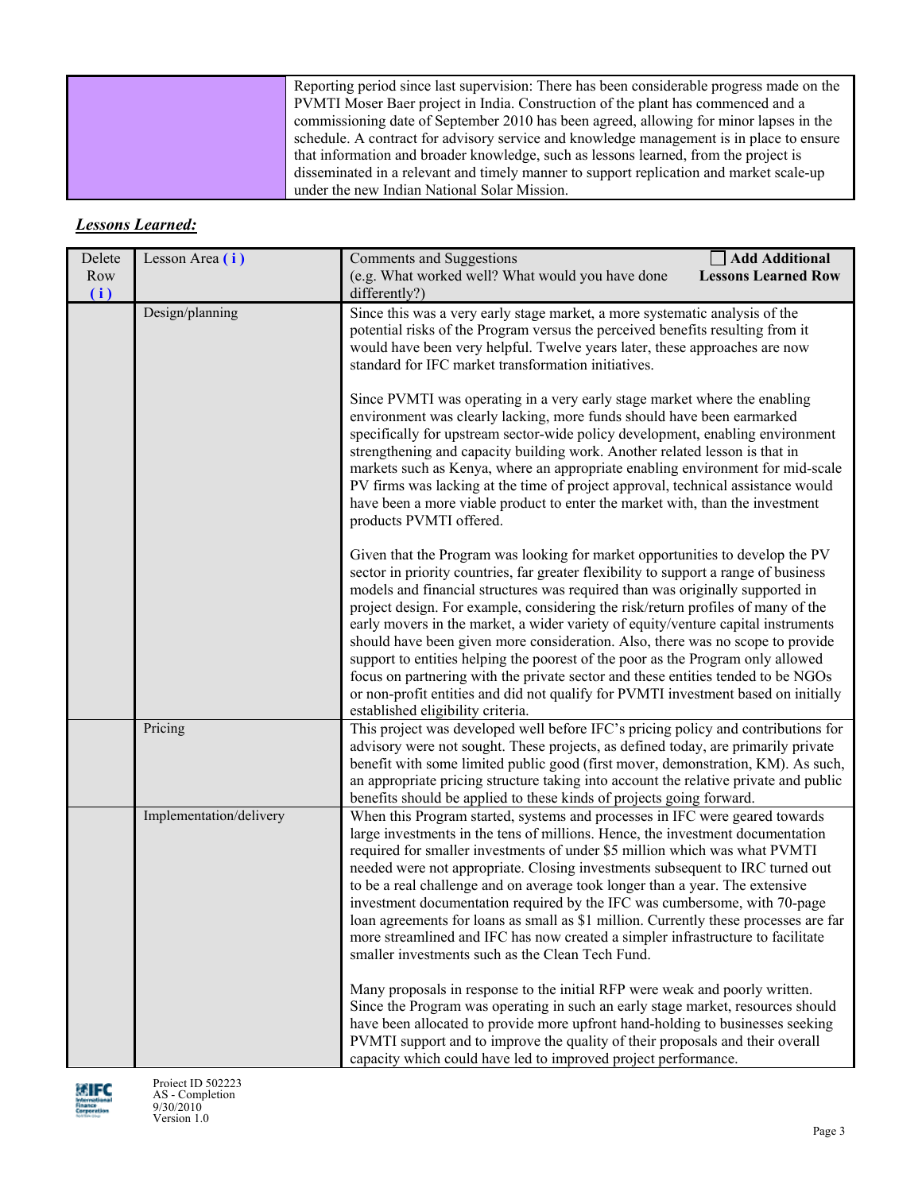| | Reporting period since last supervision: There has been considerable progress made on the PVMTI Moser Baer project in India. Construction of the plant has commenced and a commissioning date of September 2010 has been agreed, allowing for minor lapses in the schedule. A contract for advisory service and knowledge management is in place to ensure that information and broader knowledge, such as lessons learned, from the project is disseminated in a relevant and timely manner to support replication and market scale-up under the new Indian National Solar Mission. |
|---|---|

***Lessons Learned:***

| Delete Row (i) | Lesson Area (i) | Comments and Suggestions (e.g. What worked well? What would you have done differently?) ☐ **Add Additional Lessons Learned Row** |
|---|---|---|
| | Design/planning | Since this was a very early stage market, a more systematic analysis of the potential risks of the Program versus the perceived benefits resulting from it would have been very helpful. Twelve years later, these approaches are now standard for IFC market transformation initiatives.<br><br>Since PVMTI was operating in a very early stage market where the enabling environment was clearly lacking, more funds should have been earmarked specifically for upstream sector-wide policy development, enabling environment strengthening and capacity building work. Another related lesson is that in markets such as Kenya, where an appropriate enabling environment for mid-scale PV firms was lacking at the time of project approval, technical assistance would have been a more viable product to enter the market with, than the investment products PVMTI offered.<br><br>Given that the Program was looking for market opportunities to develop the PV sector in priority countries, far greater flexibility to support a range of business models and financial structures was required than was originally supported in project design. For example, considering the risk/return profiles of many of the early movers in the market, a wider variety of equity/venture capital instruments should have been given more consideration. Also, there was no scope to provide support to entities helping the poorest of the poor as the Program only allowed focus on partnering with the private sector and these entities tended to be NGOs or non-profit entities and did not qualify for PVMTI investment based on initially established eligibility criteria. |
| | Pricing | This project was developed well before IFC's pricing policy and contributions for advisory were not sought. These projects, as defined today, are primarily private benefit with some limited public good (first mover, demonstration, KM). As such, an appropriate pricing structure taking into account the relative private and public benefits should be applied to these kinds of projects going forward. |
| | Implementation/delivery | When this Program started, systems and processes in IFC were geared towards large investments in the tens of millions. Hence, the investment documentation required for smaller investments of under \$5 million which was what PVMTI needed were not appropriate. Closing investments subsequent to IRC turned out to be a real challenge and on average took longer than a year. The extensive investment documentation required by the IFC was cumbersome, with 70-page loan agreements for loans as small as \$1 million. Currently these processes are far more streamlined and IFC has now created a simpler infrastructure to facilitate smaller investments such as the Clean Tech Fund.<br><br>Many proposals in response to the initial RFP were weak and poorly written. Since the Program was operating in such an early stage market, resources should have been allocated to provide more upfront hand-holding to businesses seeking PVMTI support and to improve the quality of their proposals and their overall capacity which could have led to improved project performance. |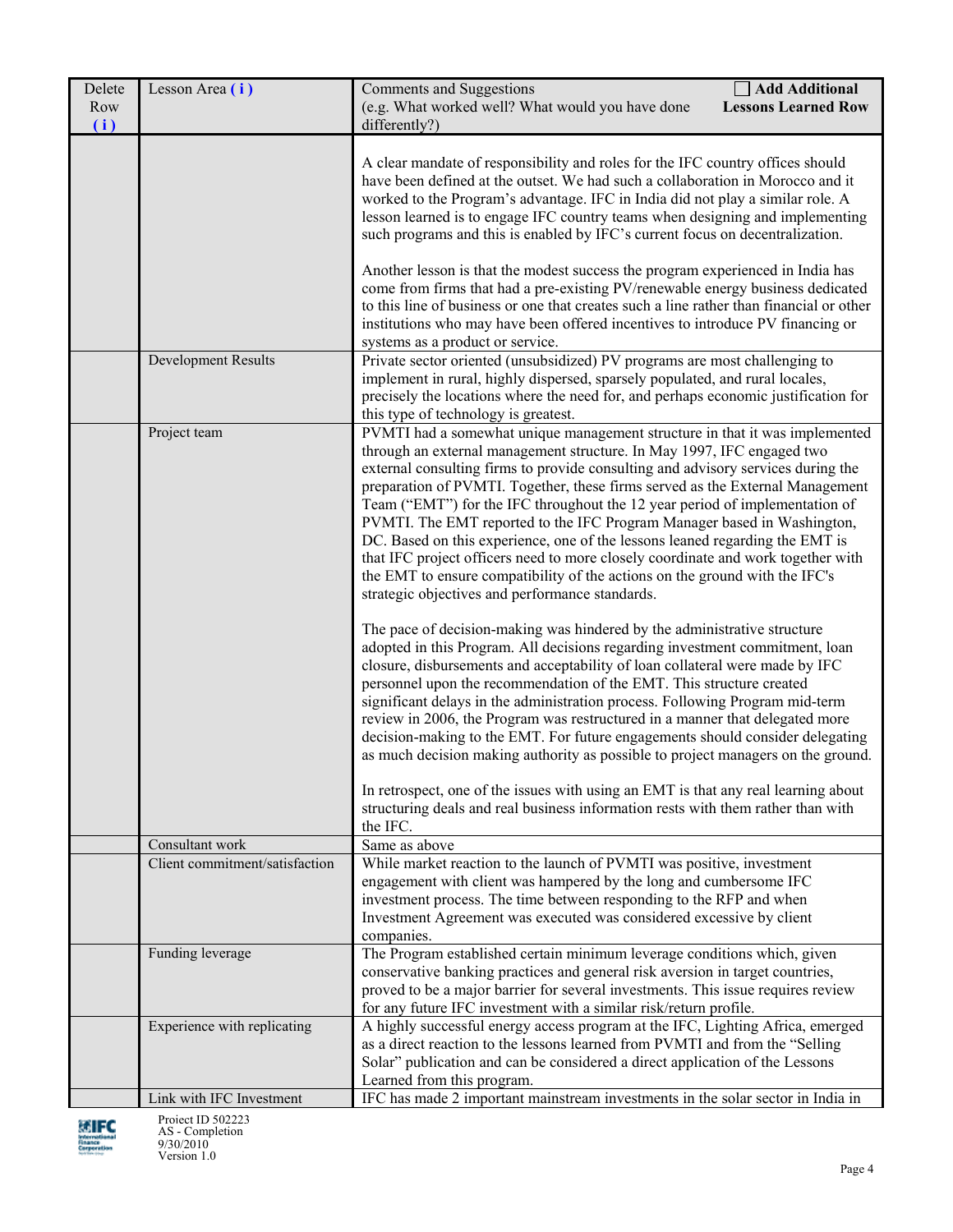| Delete Row (i) | Lesson Area (i) | Comments and Suggestions (e.g. What worked well? What would you have done differently?) ☐ **Add Additional Lessons Learned Row** |
|---|---|---|
| | | A clear mandate of responsibility and roles for the IFC country offices should have been defined at the outset. We had such a collaboration in Morocco and it worked to the Program's advantage. IFC in India did not play a similar role. A lesson learned is to engage IFC country teams when designing and implementing such programs and this is enabled by IFC's current focus on decentralization.<br><br>Another lesson is that the modest success the program experienced in India has come from firms that had a pre-existing PV/renewable energy business dedicated to this line of business or one that creates such a line rather than financial or other institutions who may have been offered incentives to introduce PV financing or systems as a product or service. |
| | Development Results | Private sector oriented (unsubsidized) PV programs are most challenging to implement in rural, highly dispersed, sparsely populated, and rural locales, precisely the locations where the need for, and perhaps economic justification for this type of technology is greatest. |
| | Project team | PVMTI had a somewhat unique management structure in that it was implemented through an external management structure. In May 1997, IFC engaged two external consulting firms to provide consulting and advisory services during the preparation of PVMTI. Together, these firms served as the External Management Team ("EMT") for the IFC throughout the 12 year period of implementation of PVMTI. The EMT reported to the IFC Program Manager based in Washington, DC. Based on this experience, one of the lessons leaned regarding the EMT is that IFC project officers need to more closely coordinate and work together with the EMT to ensure compatibility of the actions on the ground with the IFC's strategic objectives and performance standards.<br><br>The pace of decision-making was hindered by the administrative structure adopted in this Program. All decisions regarding investment commitment, loan closure, disbursements and acceptability of loan collateral were made by IFC personnel upon the recommendation of the EMT. This structure created significant delays in the administration process. Following Program mid-term review in 2006, the Program was restructured in a manner that delegated more decision-making to the EMT. For future engagements should consider delegating as much decision making authority as possible to project managers on the ground.<br><br>In retrospect, one of the issues with using an EMT is that any real learning about structuring deals and real business information rests with them rather than with the IFC. |
| | Consultant work | Same as above |
| | Client commitment/satisfaction | While market reaction to the launch of PVMTI was positive, investment engagement with client was hampered by the long and cumbersome IFC investment process. The time between responding to the RFP and when Investment Agreement was executed was considered excessive by client companies. |
| | Funding leverage | The Program established certain minimum leverage conditions which, given conservative banking practices and general risk aversion in target countries, proved to be a major barrier for several investments. This issue requires review for any future IFC investment with a similar risk/return profile. |
| | Experience with replicating | A highly successful energy access program at the IFC, Lighting Africa, emerged as a direct reaction to the lessons learned from PVMTI and from the "Selling Solar" publication and can be considered a direct application of the Lessons Learned from this program. |
| | Link with IFC Investment | IFC has made 2 important mainstream investments in the solar sector in India in |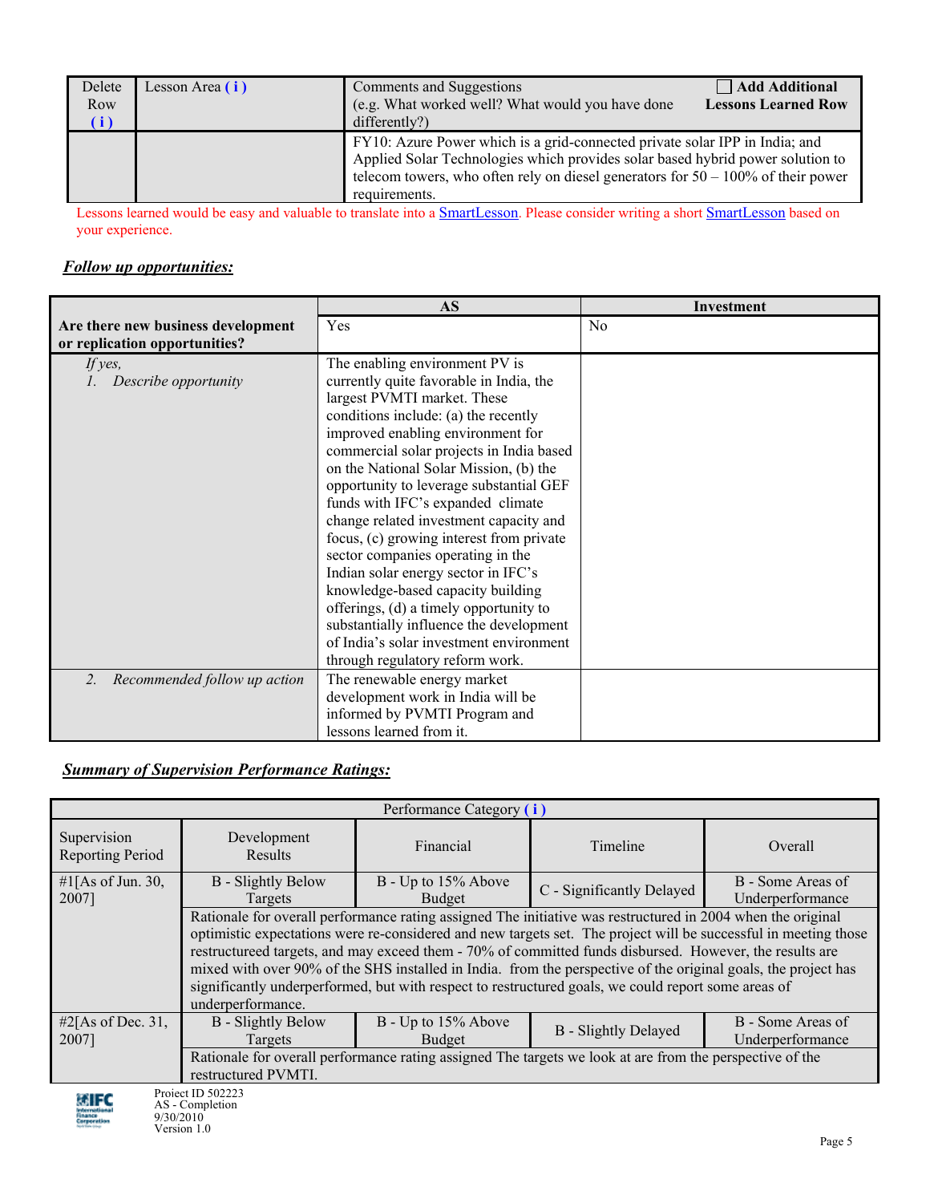| Delete Row (i) | Lesson Area (i) | Comments and Suggestions (e.g. What worked well? What would you have done differently?) ☐ **Add Additional Lessons Learned Row** |
|---|---|---|
| | | FY10: Azure Power which is a grid-connected private solar IPP in India; and Applied Solar Technologies which provides solar based hybrid power solution to telecom towers, who often rely on diesel generators for 50 – 100% of their power requirements. |

Lessons learned would be easy and valuable to translate into a SmartLesson. Please consider writing a short SmartLesson based on your experience.

***Follow up opportunities:***

| | AS | Investment |
|---|---|---|
| **Are there new business development or replication opportunities?** | Yes | No |
| *If yes,* *1. Describe opportunity* | The enabling environment PV is currently quite favorable in India, the largest PVMTI market. These conditions include: (a) the recently improved enabling environment for commercial solar projects in India based on the National Solar Mission, (b) the opportunity to leverage substantial GEF funds with IFC's expanded climate change related investment capacity and focus, (c) growing interest from private sector companies operating in the Indian solar energy sector in IFC's knowledge-based capacity building offerings, (d) a timely opportunity to substantially influence the development of India's solar investment environment through regulatory reform work. | |
| *2. Recommended follow up action* | The renewable energy market development work in India will be informed by PVMTI Program and lessons learned from it. | |

***Summary of Supervision Performance Ratings:***

| Performance Category (i) | | | | |
|---|---|---|---|---|
| Supervision Reporting Period | Development Results | Financial | Timeline | Overall |
| #1[As of Jun. 30, 2007] | B - Slightly Below Targets | B - Up to 15% Above Budget | C - Significantly Delayed | B - Some Areas of Underperformance |
| | Rationale for overall performance rating assigned The initiative was restructured in 2004 when the original optimistic expectations were re-considered and new targets set. The project will be successful in meeting those restructureed targets, and may exceed them - 70% of committed funds disbursed. However, the results are mixed with over 90% of the SHS installed in India. from the perspective of the original goals, the project has significantly underperformed, but with respect to restructured goals, we could report some areas of underperformance. | | | |
| #2[As of Dec. 31, 2007] | B - Slightly Below Targets | B - Up to 15% Above Budget | B - Slightly Delayed | B - Some Areas of Underperformance |
| | Rationale for overall performance rating assigned The targets we look at are from the perspective of the restructured PVMTI. | | | |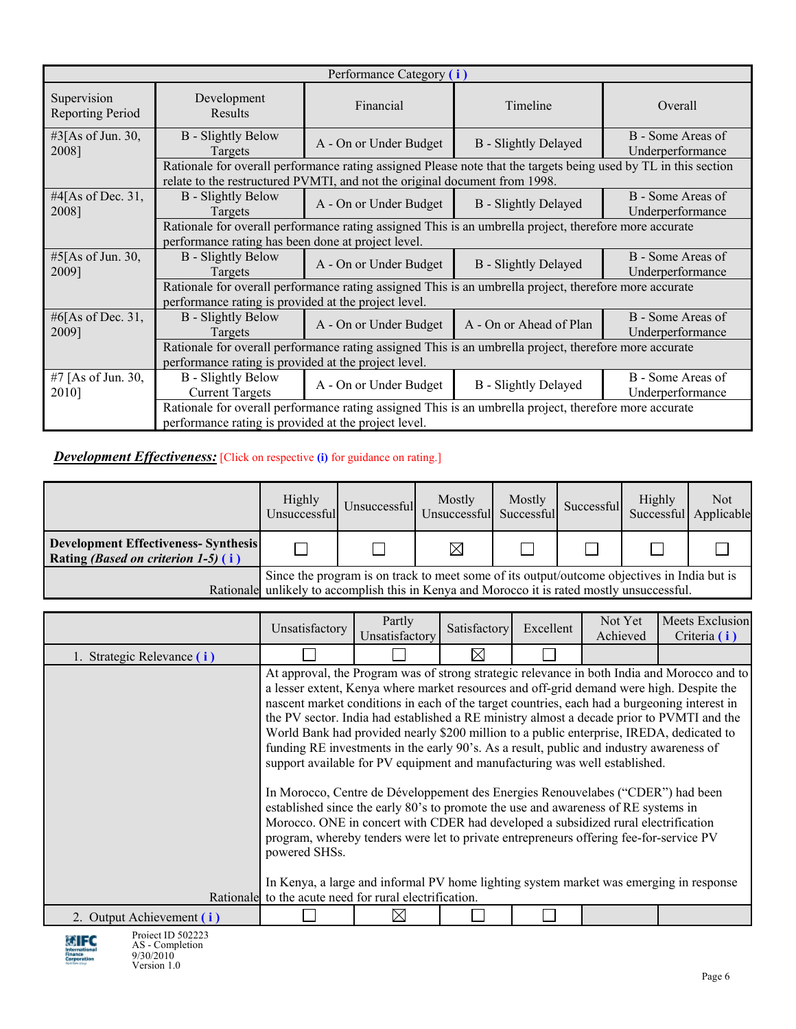| Performance Category ( i ) | | | | |
|---|---|---|---|---|
| Supervision Reporting Period | Development Results | Financial | Timeline | Overall |
| #3[As of Jun. 30, 2008] | B - Slightly Below Targets | A - On or Under Budget | B - Slightly Delayed | B - Some Areas of Underperformance |
| | Rationale for overall performance rating assigned Please note that the targets being used by TL in this section relate to the restructured PVMTI, and not the original document from 1998. | | | |
| #4[As of Dec. 31, 2008] | B - Slightly Below Targets | A - On or Under Budget | B - Slightly Delayed | B - Some Areas of Underperformance |
| | Rationale for overall performance rating assigned This is an umbrella project, therefore more accurate performance rating has been done at project level. | | | |
| #5[As of Jun. 30, 2009] | B - Slightly Below Targets | A - On or Under Budget | B - Slightly Delayed | B - Some Areas of Underperformance |
| | Rationale for overall performance rating assigned This is an umbrella project, therefore more accurate performance rating is provided at the project level. | | | |
| #6[As of Dec. 31, 2009] | B - Slightly Below Targets | A - On or Under Budget | A - On or Ahead of Plan | B - Some Areas of Underperformance |
| | Rationale for overall performance rating assigned This is an umbrella project, therefore more accurate performance rating is provided at the project level. | | | |
| #7 [As of Jun. 30, 2010] | B - Slightly Below Current Targets | A - On or Under Budget | B - Slightly Delayed | B - Some Areas of Underperformance |
| | Rationale for overall performance rating assigned This is an umbrella project, therefore more accurate performance rating is provided at the project level. | | | |

***Development Effectiveness:*** [Click on respective (i) for guidance on rating.]

| | Highly Unsuccessful | Unsuccessful | Mostly Unsuccessful | Mostly Successful | Successful | Highly Successful | Not Applicable |
|---|---|---|---|---|---|---|---|
| **Development Effectiveness- Synthesis Rating *(Based on criterion 1-5)* ( i )** | ☐ | ☐ | ☒ | ☐ | ☐ | ☐ | ☐ |
| Rationale | Since the program is on track to meet some of its output/outcome objectives in India but is unlikely to accomplish this in Kenya and Morocco it is rated mostly unsuccessful. | | | | | | |

| | Unsatisfactory | Partly Unsatisfactory | Satisfactory | Excellent | Not Yet Achieved | Meets Exclusion Criteria ( i ) |
|---|---|---|---|---|---|---|
| 1. Strategic Relevance ( i ) | ☐ | ☐ | ☒ | ☐ | | |
| Rationale | At approval, the Program was of strong strategic relevance in both India and Morocco and to a lesser extent, Kenya where market resources and off-grid demand were high. Despite the nascent market conditions in each of the target countries, each had a burgeoning interest in the PV sector. India had established a RE ministry almost a decade prior to PVMTI and the World Bank had provided nearly $200 million to a public enterprise, IREDA, dedicated to funding RE investments in the early 90's. As a result, public and industry awareness of support available for PV equipment and manufacturing was well established.<br><br>In Morocco, Centre de Développement des Energies Renouvelabes ("CDER") had been established since the early 80's to promote the use and awareness of RE systems in Morocco. ONE in concert with CDER had developed a subsidized rural electrification program, whereby tenders were let to private entrepreneurs offering fee-for-service PV powered SHSs.<br><br>In Kenya, a large and informal PV home lighting system market was emerging in response to the acute need for rural electrification. | | | | | |
| 2. Output Achievement ( i ) | ☐ | ☒ | ☐ | ☐ | | |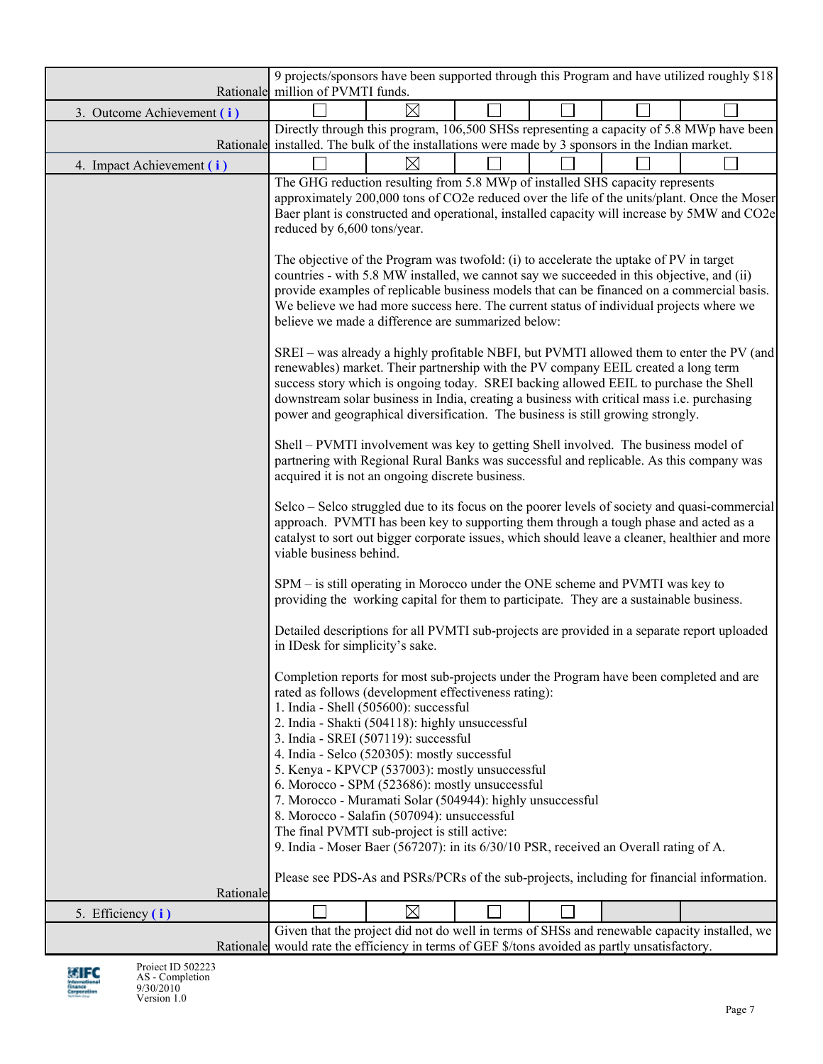| | | | | | | |
|---|---|---|---|---|---|---|
| Rationale | 9 projects/sponsors have been supported through this Program and have utilized roughly $18 million of PVMTI funds. | | | | | |
| 3. Outcome Achievement **(i)** | ☐ | ☒ | ☐ | ☐ | ☐ | ☐ |
| Rationale | Directly through this program, 106,500 SHSs representing a capacity of 5.8 MWp have been installed. The bulk of the installations were made by 3 sponsors in the Indian market. | | | | | |
| 4. Impact Achievement **(i)** | ☐ | ☒ | ☐ | ☐ | ☐ | ☐ |
| Rationale | The GHG reduction resulting from 5.8 MWp of installed SHS capacity represents approximately 200,000 tons of CO2e reduced over the life of the units/plant. Once the Moser Baer plant is constructed and operational, installed capacity will increase by 5MW and CO2e reduced by 6,600 tons/year.<br><br>The objective of the Program was twofold: (i) to accelerate the uptake of PV in target countries - with 5.8 MW installed, we cannot say we succeeded in this objective, and (ii) provide examples of replicable business models that can be financed on a commercial basis. We believe we had more success here. The current status of individual projects where we believe we made a difference are summarized below:<br><br>SREI – was already a highly profitable NBFI, but PVMTI allowed them to enter the PV (and renewables) market. Their partnership with the PV company EEIL created a long term success story which is ongoing today. SREI backing allowed EEIL to purchase the Shell downstream solar business in India, creating a business with critical mass i.e. purchasing power and geographical diversification. The business is still growing strongly.<br><br>Shell – PVMTI involvement was key to getting Shell involved. The business model of partnering with Regional Rural Banks was successful and replicable. As this company was acquired it is not an ongoing discrete business.<br><br>Selco – Selco struggled due to its focus on the poorer levels of society and quasi-commercial approach. PVMTI has been key to supporting them through a tough phase and acted as a catalyst to sort out bigger corporate issues, which should leave a cleaner, healthier and more viable business behind.<br><br>SPM – is still operating in Morocco under the ONE scheme and PVMTI was key to providing the working capital for them to participate. They are a sustainable business.<br><br>Detailed descriptions for all PVMTI sub-projects are provided in a separate report uploaded in IDesk for simplicity's sake.<br><br>Completion reports for most sub-projects under the Program have been completed and are rated as follows (development effectiveness rating):<br>1. India - Shell (505600): successful<br>2. India - Shakti (504118): highly unsuccessful<br>3. India - SREI (507119): successful<br>4. India - Selco (520305): mostly successful<br>5. Kenya - KPVCP (537003): mostly unsuccessful<br>6. Morocco - SPM (523686): mostly unsuccessful<br>7. Morocco - Muramati Solar (504944): highly unsuccessful<br>8. Morocco - Salafin (507094): unsuccessful<br>The final PVMTI sub-project is still active:<br>9. India - Moser Baer (567207): in its 6/30/10 PSR, received an Overall rating of A.<br><br>Please see PDS-As and PSRs/PCRs of the sub-projects, including for financial information. | | | | | |
| 5. Efficiency **(i)** | ☐ | ☒ | ☐ | ☐ | | |
| Rationale | Given that the project did not do well in terms of SHSs and renewable capacity installed, we would rate the efficiency in terms of GEF $/tons avoided as partly unsatisfactory. | | | | | |

Project ID 502223
AS - Completion
9/30/2010
Version 1.0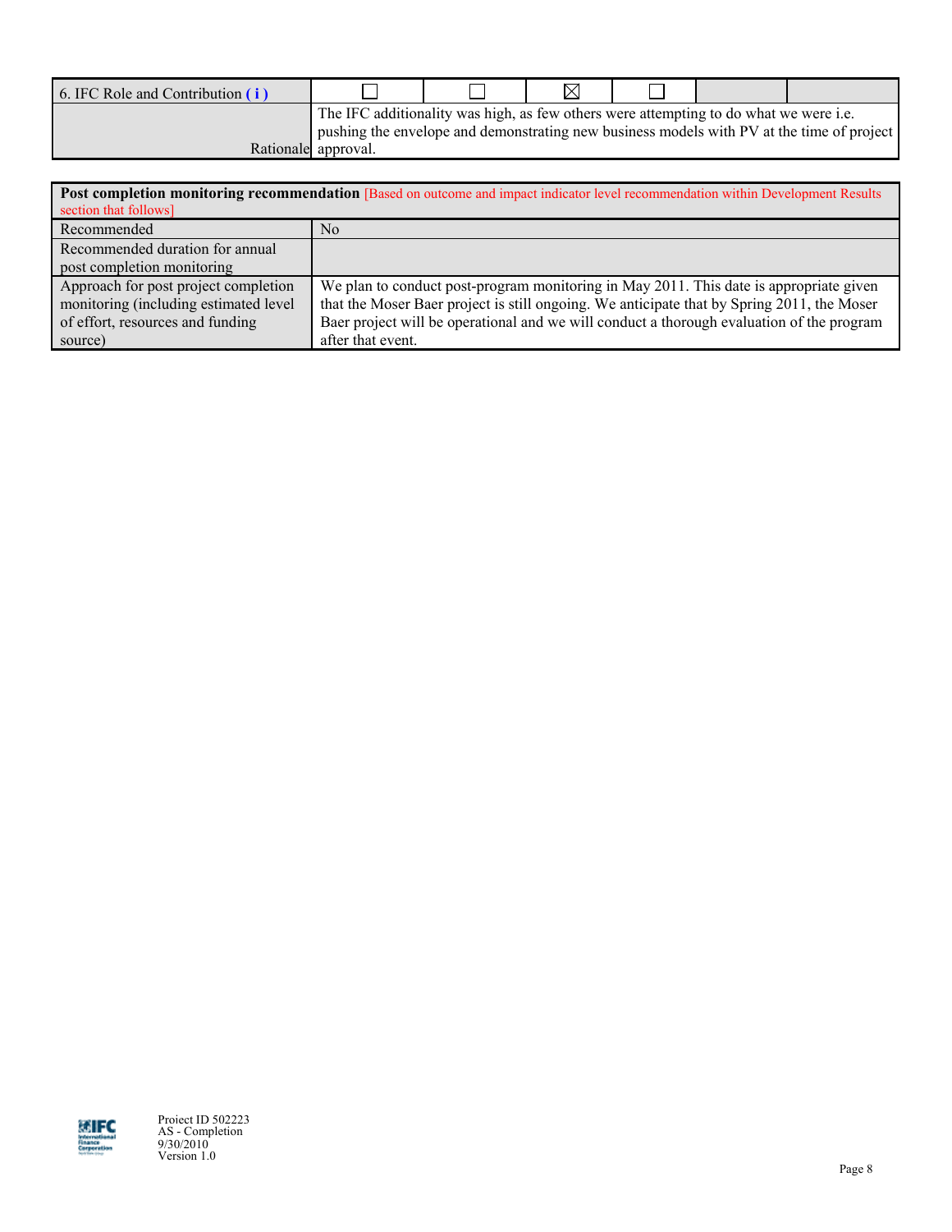| 6. IFC Role and Contribution ( i ) | ☐ | ☐ | ☒ | ☐ | | |
|---|---|---|---|---|---|---|
| Rationale | The IFC additionality was high, as few others were attempting to do what we were i.e. pushing the envelope and demonstrating new business models with PV at the time of project approval. | | | | | |

| **Post completion monitoring recommendation** [Based on outcome and impact indicator level recommendation within Development Results section that follows] | |
|---|---|
| Recommended | No |
| Recommended duration for annual post completion monitoring | |
| Approach for post project completion monitoring (including estimated level of effort, resources and funding source) | We plan to conduct post-program monitoring in May 2011. This date is appropriate given that the Moser Baer project is still ongoing. We anticipate that by Spring 2011, the Moser Baer project will be operational and we will conduct a thorough evaluation of the program after that event. |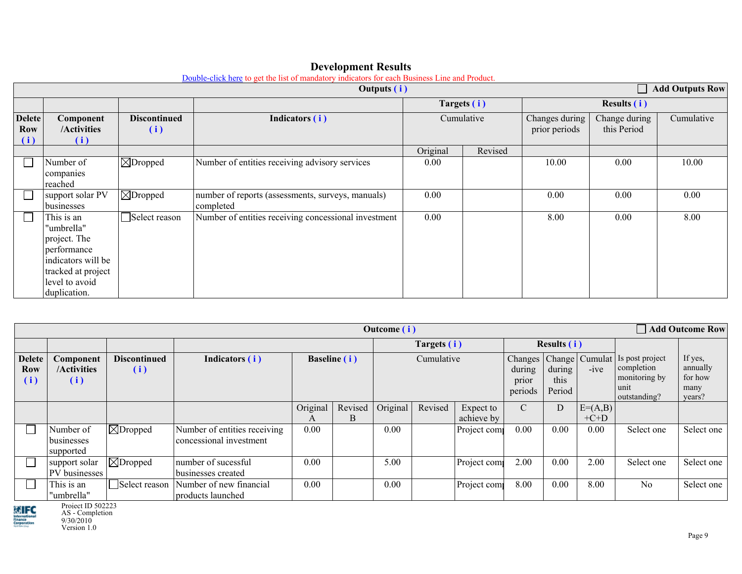## Development Results

Double-click here to get the list of mandatory indicators for each Business Line and Product.

| Outputs ( i ) | | | | | | | | | ☐ Add Outputs Row |
|---|---|---|---|---|---|---|---|---|---|
| | | | | Targets ( i ) | | Results ( i ) | | | |
| Delete Row ( i ) | Component /Activities ( i ) | Discontinued ( i ) | Indicators ( i ) | Cumulative | | Changes during prior periods | Change during this Period | Cumulative | |
| | | | | Original | Revised | | | | |
| ☐ | Number of companies reached | ☒Dropped | Number of entities receiving advisory services | 0.00 | | 10.00 | 0.00 | 10.00 | |
| ☐ | support solar PV businesses | ☒Dropped | number of reports (assessments, surveys, manuals) completed | 0.00 | | 0.00 | 0.00 | 0.00 | |
| ☐ | This is an "umbrella" project. The performance indicators will be tracked at project level to avoid duplication. | ☐Select reason | Number of entities receiving concessional investment | 0.00 | | 8.00 | 0.00 | 8.00 | |

| Outcome ( i ) | | | | | | | | | | | | | | ☐ Add Outcome Row |
|---|---|---|---|---|---|---|---|---|---|---|---|---|---|---|
| | | | | | | Targets ( i ) | | | Results ( i ) | | | | | |
| Delete Row ( i ) | Component /Activities ( i ) | Discontinued ( i ) | Indicators ( i ) | Baseline ( i ) | | Cumulative | | | Changes during prior periods | Change during this Period | Cumulat -ive | Is post project completion monitoring by unit outstanding? | If yes, annually for how many years? | |
| | | | | Original A | Revised B | Original | Revised | Expect to achieve by | C | D | E=(A,B) +C+D | | | |
| ☐ | Number of businesses supported | ☒Dropped | Number of entities receiving concessional investment | 0.00 | | 0.00 | | Project comp | 0.00 | 0.00 | 0.00 | Select one | Select one | |
| ☐ | support solar PV businesses | ☒Dropped | number of sucessful businesses created | 0.00 | | 5.00 | | Project comp | 2.00 | 0.00 | 2.00 | Select one | Select one | |
| ☐ | This is an "umbrella" | ☐Select reason | Number of new financial products launched | 0.00 | | 0.00 | | Project comp | 8.00 | 0.00 | 8.00 | No | Select one | |

Project ID 502223
AS - Completion
9/30/2010
Version 1.0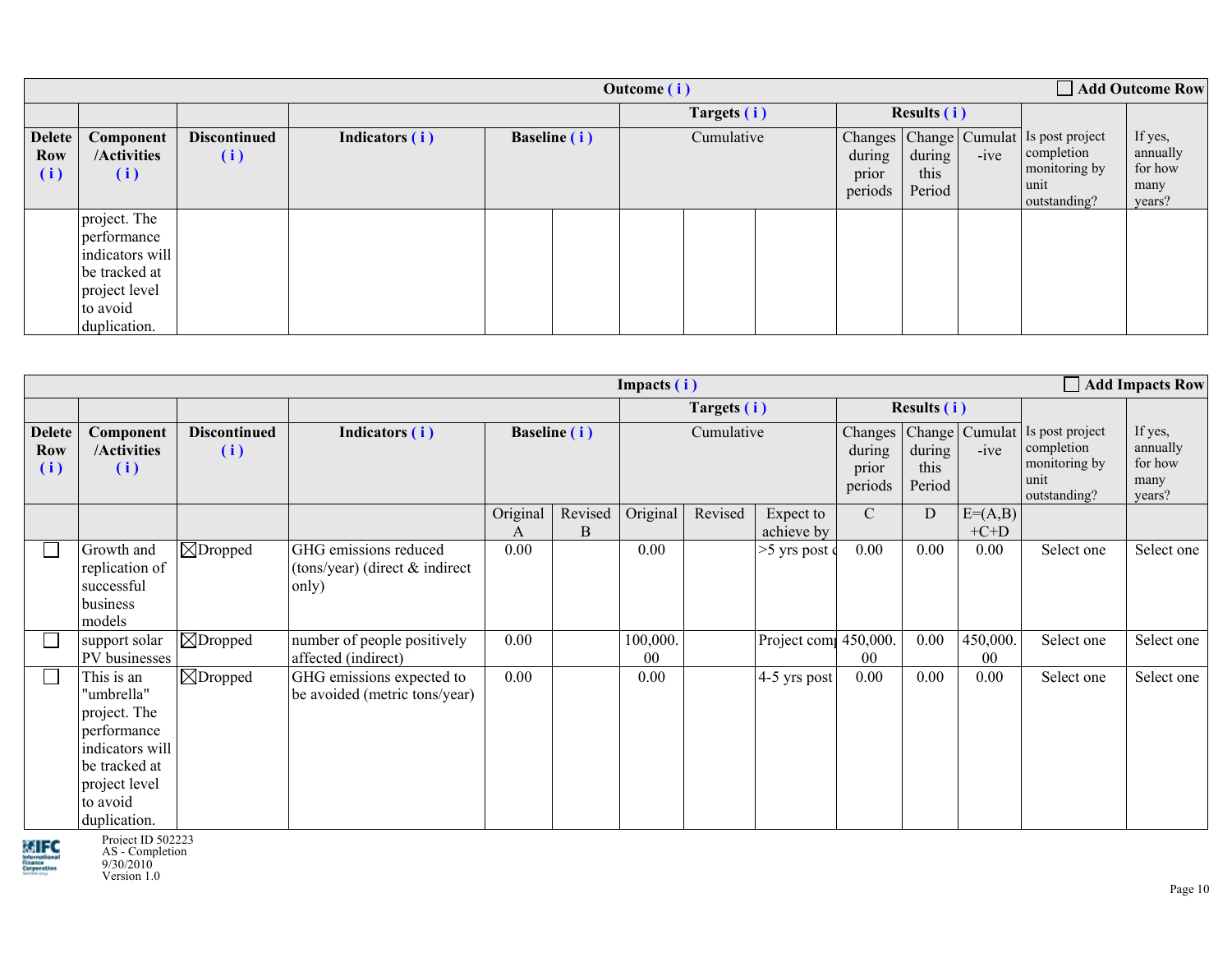| Outcome ( i ) | | | | | | | | | | | | | ☐ Add Outcome Row |
|---|---|---|---|---|---|---|---|---|---|---|---|---|---|
| | | | | | | Targets ( i ) | | | Results ( i ) | | | | |
| Delete Row ( i ) | Component /Activities ( i ) | Discontinued ( i ) | Indicators ( i ) | Baseline ( i ) | | Cumulative | | | Changes during prior periods | Change during this Period | Cumulat -ive | Is post project completion monitoring by unit outstanding? | If yes, annually for how many years? |
| | project. The performance indicators will be tracked at project level to avoid duplication. | | | | | | | | | | | | |

| Impacts ( i ) | | | | | | | | | | | | | ☐ Add Impacts Row |
|---|---|---|---|---|---|---|---|---|---|---|---|---|---|
| | | | | | | Targets ( i ) | | | Results ( i ) | | | | |
| Delete Row ( i ) | Component /Activities ( i ) | Discontinued ( i ) | Indicators ( i ) | Baseline ( i ) | | Cumulative | | | Changes during prior periods | Change during this Period | Cumulat -ive | Is post project completion monitoring by unit outstanding? | If yes, annually for how many years? |
| | | | | Original A | Revised B | Original | Revised | Expect to achieve by | C | D | E=(A,B) +C+D | | |
| ☐ | Growth and replication of successful business models | ☒Dropped | GHG emissions reduced (tons/year) (direct & indirect only) | 0.00 | | 0.00 | | >5 yrs post c | 0.00 | 0.00 | 0.00 | Select one | Select one |
| ☐ | support solar PV businesses | ☒Dropped | number of people positively affected (indirect) | 0.00 | | 100,000.00 | | Project comp | 450,000.00 | 0.00 | 450,000.00 | Select one | Select one |
| ☐ | This is an "umbrella" project. The performance indicators will be tracked at project level to avoid duplication. | ☒Dropped | GHG emissions expected to be avoided (metric tons/year) | 0.00 | | 0.00 | | 4-5 yrs post | 0.00 | 0.00 | 0.00 | Select one | Select one |

Project ID 502223
AS - Completion
9/30/2010
Version 1.0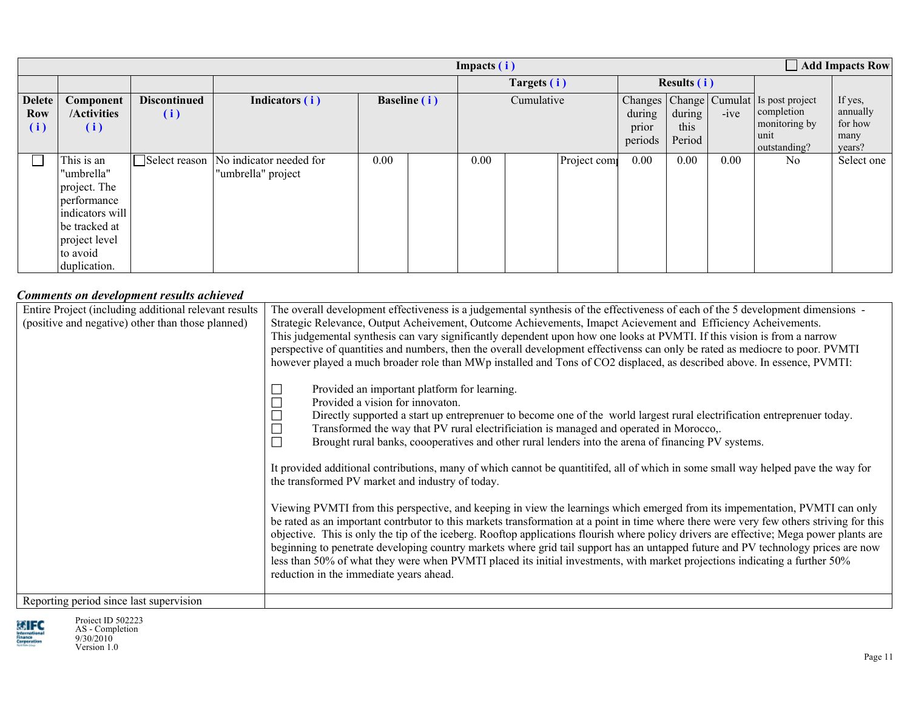| Impacts ( i ) | | | | | | | | | | | | | | ☐ Add Impacts Row |
|---|---|---|---|---|---|---|---|---|---|---|---|---|---|---|
| | | | | | | Targets ( i ) | | | Results ( i ) | | | | | |
| Delete Row ( i ) | Component /Activities ( i ) | Discontinued ( i ) | Indicators ( i ) | Baseline ( i ) | | Cumulative | | | Changes during prior periods | Change during this Period | Cumulat-ive | Is post project completion monitoring by unit outstanding? | If yes, annually for how many years? | |
| ☐ | This is an "umbrella" project. The performance indicators will be tracked at project level to avoid duplication. | ☐Select reason | No indicator needed for "umbrella" project | 0.00 | | 0.00 | | Project com | 0.00 | 0.00 | 0.00 | No | Select one | |

### *Comments on development results achieved*

| | |
|---|---|
| Entire Project (including additional relevant results (positive and negative) other than those planned) | The overall development effectiveness is a judgemental synthesis of the effectiveness of each of the 5 development dimensions - Strategic Relevance, Output Acheivement, Outcome Achievements, Imapct Acievement and Efficiency Acheivements.<br>This judgemental synthesis can vary significantly dependent upon how one looks at PVMTI. If this vision is from a narrow perspective of quantities and numbers, then the overall development effectivenss can only be rated as mediocre to poor. PVMTI however played a much broader role than MWp installed and Tons of CO2 displaced, as described above. In essence, PVMTI:<br><br>☐ Provided an important platform for learning.<br>☐ Provided a vision for innovaton.<br>☐ Directly supported a start up entreprenuer to become one of the world largest rural electrification entreprenuer today.<br>☐ Transformed the way that PV rural electrificiation is managed and operated in Morocco,.<br>☐ Brought rural banks, coooperatives and other rural lenders into the arena of financing PV systems.<br><br>It provided additional contributions, many of which cannot be quantitifed, all of which in some small way helped pave the way for the transformed PV market and industry of today.<br><br>Viewing PVMTI from this perspective, and keeping in view the learnings which emerged from its impementation, PVMTI can only be rated as an important contrbutor to this markets transformation at a point in time where there were very few others striving for this objective. This is only the tip of the iceberg. Rooftop applications flourish where policy drivers are effective; Mega power plants are beginning to penetrate developing country markets where grid tail support has an untapped future and PV technology prices are now less than 50% of what they were when PVMTI placed its initial investments, with market projections indicating a further 50% reduction in the immediate years ahead. |
| Reporting period since last supervision | |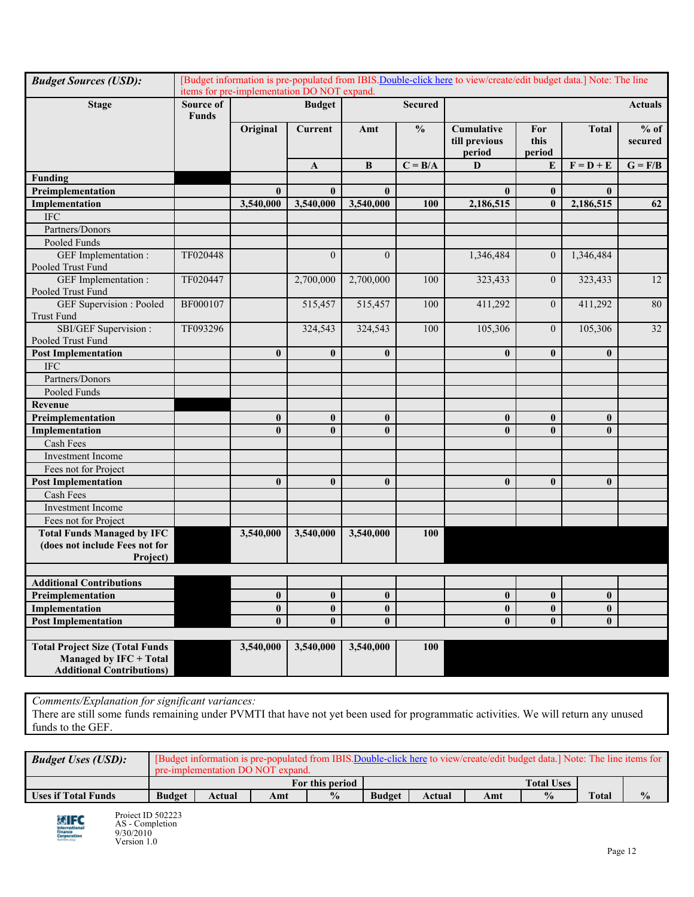| **Budget Sources (USD):** | [Budget information is pre-populated from IBIS.Double-click here to view/create/edit budget data.] Note: The line items for pre-implementation DO NOT expand. | | | | | | | | |
|---|---|---|---|---|---|---|---|---|---|
| **Stage** | **Source of Funds** | **Budget** | | **Secured** | | **Actuals** | | | |
| | | **Original** | **Current** | **Amt** | **%** | **Cumulative till previous period** | **For this period** | **Total** | **% of secured** |
| | | | **A** | **B** | **C = B/A** | **D** | **E** | **F = D + E** | **G = F/B** |
| **Funding** | | | | | | | | | |
| **Preimplementation** | | **0** | **0** | **0** | | **0** | **0** | **0** | |
| **Implementation** | | **3,540,000** | **3,540,000** | **3,540,000** | **100** | **2,186,515** | **0** | **2,186,515** | **62** |
| IFC | | | | | | | | | |
| Partners/Donors | | | | | | | | | |
| Pooled Funds | | | | | | | | | |
| GEF Implementation : Pooled Trust Fund | TF020448 | | 0 | 0 | | 1,346,484 | 0 | 1,346,484 | |
| GEF Implementation : Pooled Trust Fund | TF020447 | | 2,700,000 | 2,700,000 | 100 | 323,433 | 0 | 323,433 | 12 |
| GEF Supervision : Pooled Trust Fund | BF000107 | | 515,457 | 515,457 | 100 | 411,292 | 0 | 411,292 | 80 |
| SBI/GEF Supervision : Pooled Trust Fund | TF093296 | | 324,543 | 324,543 | 100 | 105,306 | 0 | 105,306 | 32 |
| **Post Implementation** | | **0** | **0** | **0** | | **0** | **0** | **0** | |
| IFC | | | | | | | | | |
| Partners/Donors | | | | | | | | | |
| Pooled Funds | | | | | | | | | |
| **Revenue** | | | | | | | | | |
| **Preimplementation** | | **0** | **0** | **0** | | **0** | **0** | **0** | |
| **Implementation** | | **0** | **0** | **0** | | **0** | **0** | **0** | |
| Cash Fees | | | | | | | | | |
| Investment Income | | | | | | | | | |
| Fees not for Project | | | | | | | | | |
| **Post Implementation** | | **0** | **0** | **0** | | **0** | **0** | **0** | |
| Cash Fees | | | | | | | | | |
| Investment Income | | | | | | | | | |
| Fees not for Project | | | | | | | | | |
| **Total Funds Managed by IFC (does not include Fees not for Project)** | | **3,540,000** | **3,540,000** | **3,540,000** | **100** | | | | |
| | | | | | | | | | |
| **Additional Contributions** | | | | | | | | | |
| **Preimplementation** | | **0** | **0** | **0** | | **0** | **0** | **0** | |
| **Implementation** | | **0** | **0** | **0** | | **0** | **0** | **0** | |
| **Post Implementation** | | **0** | **0** | **0** | | **0** | **0** | **0** | |
| | | | | | | | | | |
| **Total Project Size (Total Funds Managed by IFC + Total Additional Contributions)** | | **3,540,000** | **3,540,000** | **3,540,000** | **100** | | | | |

*Comments/Explanation for significant variances:*
There are still some funds remaining under PVMTI that have not yet been used for programmatic activities. We will return any unused funds to the GEF.

| **Budget Uses (USD):** | [Budget information is pre-populated from IBIS.Double-click here to view/create/edit budget data.] Note: The line items for pre-implementation DO NOT expand. | | | | | | | | | |
|---|---|---|---|---|---|---|---|---|---|---|
| | **For this period** | | | | **Total Uses** | | | | | |
| **Uses if Total Funds** | **Budget** | **Actual** | **Amt** | **%** | **Budget** | **Actual** | **Amt** | **%** | **Total** | **%** |

Project ID 502223
AS - Completion
9/30/2010
Version 1.0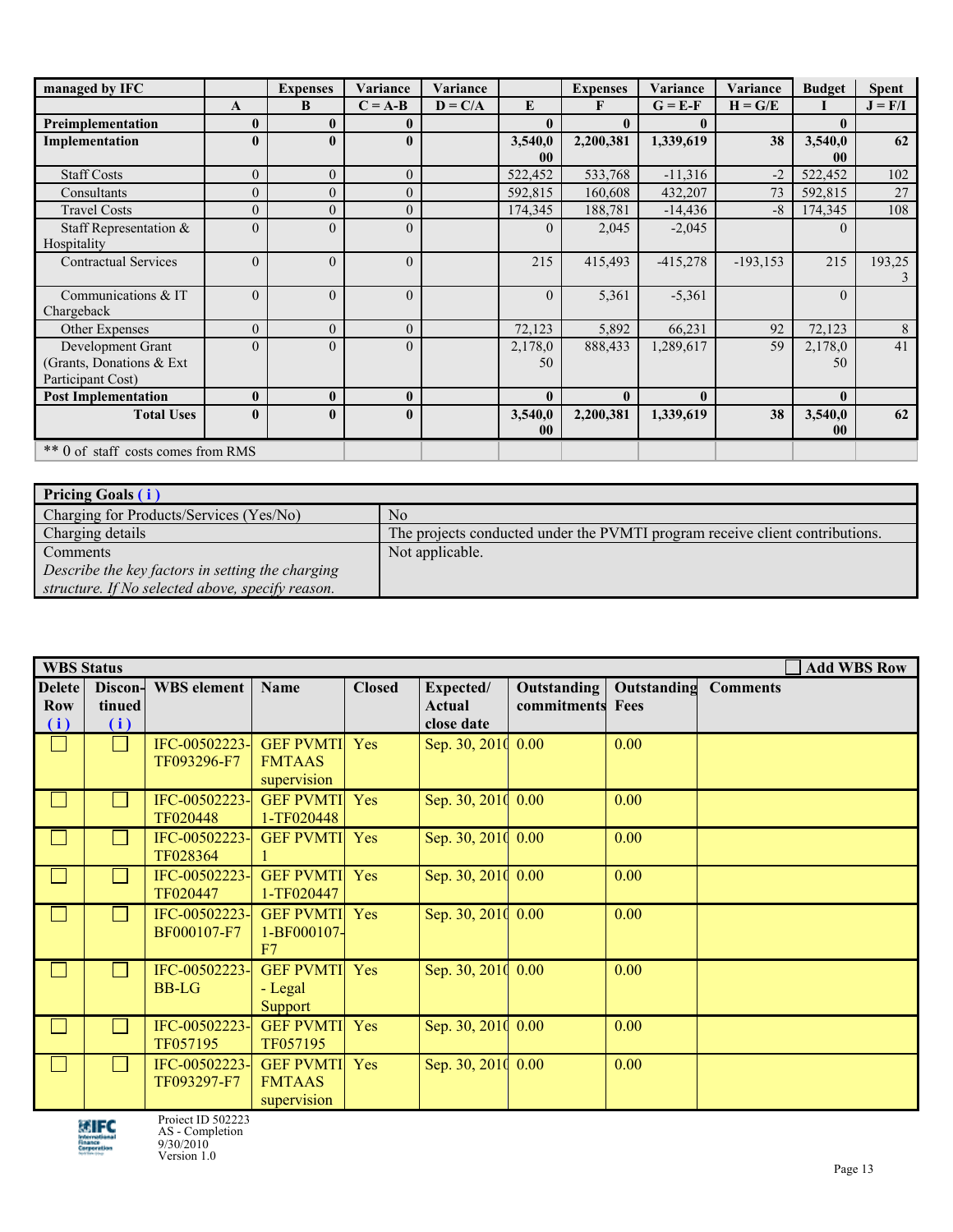| managed by IFC | | Expenses | Variance | Variance | | Expenses | Variance | Variance | Budget | Spent |
|---|---|---|---|---|---|---|---|---|---|---|
| | A | B | C = A-B | D = C/A | E | F | G = E-F | H = G/E | I | J = F/I |
| **Preimplementation** | **0** | **0** | **0** | | **0** | **0** | **0** | | **0** | |
| **Implementation** | **0** | **0** | **0** | | **3,540,000** | **2,200,381** | **1,339,619** | **38** | **3,540,000** | **62** |
| Staff Costs | 0 | 0 | 0 | | 522,452 | 533,768 | -11,316 | -2 | 522,452 | 102 |
| Consultants | 0 | 0 | 0 | | 592,815 | 160,608 | 432,207 | 73 | 592,815 | 27 |
| Travel Costs | 0 | 0 | 0 | | 174,345 | 188,781 | -14,436 | -8 | 174,345 | 108 |
| Staff Representation & Hospitality | 0 | 0 | 0 | | 0 | 2,045 | -2,045 | | 0 | |
| Contractual Services | 0 | 0 | 0 | | 215 | 415,493 | -415,278 | -193,153 | 215 | 193,253 |
| Communications & IT Chargeback | 0 | 0 | 0 | | 0 | 5,361 | -5,361 | | 0 | |
| Other Expenses | 0 | 0 | 0 | | 72,123 | 5,892 | 66,231 | 92 | 72,123 | 8 |
| Development Grant (Grants, Donations & Ext Participant Cost) | 0 | 0 | 0 | | 2,178,050 | 888,433 | 1,289,617 | 59 | 2,178,050 | 41 |
| **Post Implementation** | **0** | **0** | **0** | | **0** | **0** | **0** | | **0** | |
| **Total Uses** | **0** | **0** | **0** | | **3,540,000** | **2,200,381** | **1,339,619** | **38** | **3,540,000** | **62** |
| ** 0 of staff costs comes from RMS | | | | | | | | | | |

| **Pricing Goals ( i )** | |
|---|---|
| Charging for Products/Services (Yes/No) | No |
| Charging details | The projects conducted under the PVMTI program receive client contributions. |
| Comments<br>*Describe the key factors in setting the charging structure. If No selected above, specify reason.* | Not applicable. |

**WBS Status** ☐ Add WBS Row

| Delete Row ( i ) | Discon-tinued ( i ) | WBS element | Name | Closed | Expected/ Actual close date | Outstanding commitments | Outstanding Fees | Comments |
|---|---|---|---|---|---|---|---|---|
| ☐ | ☐ | IFC-00502223-TF093296-F7 | GEF PVMTI FMTAAS supervision | Yes | Sep. 30, 2010 | 0.00 | 0.00 | |
| ☐ | ☐ | IFC-00502223-TF020448 | GEF PVMTI 1-TF020448 | Yes | Sep. 30, 2010 | 0.00 | 0.00 | |
| ☐ | ☐ | IFC-00502223-TF028364 | GEF PVMTI 1 | Yes | Sep. 30, 2010 | 0.00 | 0.00 | |
| ☐ | ☐ | IFC-00502223-TF020447 | GEF PVMTI 1-TF020447 | Yes | Sep. 30, 2010 | 0.00 | 0.00 | |
| ☐ | ☐ | IFC-00502223-BF000107-F7 | GEF PVMTI 1-BF000107-F7 | Yes | Sep. 30, 2010 | 0.00 | 0.00 | |
| ☐ | ☐ | IFC-00502223-BB-LG | GEF PVMTI - Legal Support | Yes | Sep. 30, 2010 | 0.00 | 0.00 | |
| ☐ | ☐ | IFC-00502223-TF057195 | GEF PVMTI TF057195 | Yes | Sep. 30, 2010 | 0.00 | 0.00 | |
| ☐ | ☐ | IFC-00502223-TF093297-F7 | GEF PVMTI FMTAAS supervision | Yes | Sep. 30, 2010 | 0.00 | 0.00 | |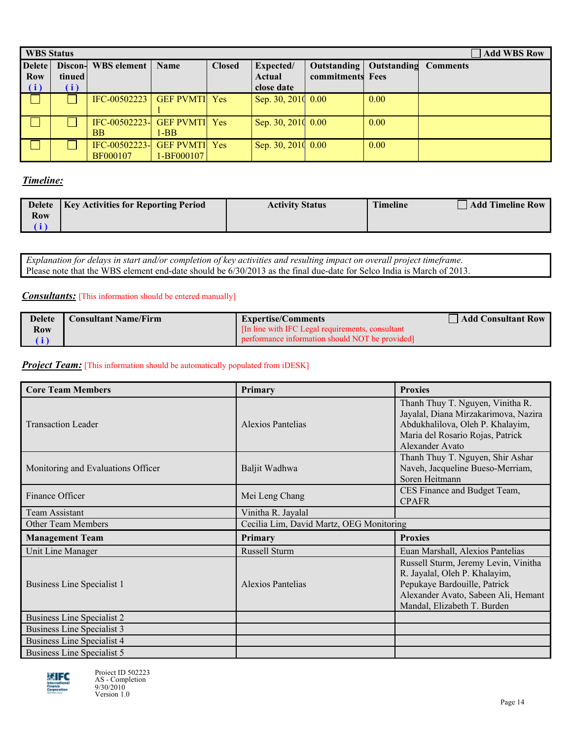| WBS Status | | | | | | | | ☐ Add WBS Row |
|---|---|---|---|---|---|---|---|---|
| Delete Row (i) | Discon-tinued (i) | WBS element | Name | Closed | Expected/ Actual close date | Outstanding commitments | Outstanding Fees | Comments |
| ☐ | ☐ | IFC-00502223 | GEF PVMTI 1 | Yes | Sep. 30, 2010 | 0.00 | 0.00 | |
| ☐ | ☐ | IFC-00502223-BB | GEF PVMTI 1-BB | Yes | Sep. 30, 2010 | 0.00 | 0.00 | |
| ☐ | ☐ | IFC-00502223-BF000107 | GEF PVMTI 1-BF000107 | Yes | Sep. 30, 2010 | 0.00 | 0.00 | |

***Timeline:***

| Delete Row (i) | Key Activities for Reporting Period | Activity Status | Timeline | ☐ Add Timeline Row |
|---|---|---|---|---|

*Explanation for delays in start and/or completion of key activities and resulting impact on overall project timeframe.*
Please note that the WBS element end-date should be 6/30/2013 as the final due-date for Selco India is March of 2013.

***Consultants:*** [This information should be entered manually]

| Delete Row (i) | Consultant Name/Firm | Expertise/Comments [In line with IFC Legal requirements, consultant performance information should NOT be provided] | ☐ Add Consultant Row |
|---|---|---|---|

***Project Team:*** [This information should be automatically populated from iDESK]

| Core Team Members | Primary | Proxies |
|---|---|---|
| Transaction Leader | Alexios Pantelias | Thanh Thuy T. Nguyen, Vinitha R. Jayalal, Diana Mirzakarimova, Nazira Abdukhalilova, Oleh P. Khalayim, Maria del Rosario Rojas, Patrick Alexander Avato |
| Monitoring and Evaluations Officer | Baljit Wadhwa | Thanh Thuy T. Nguyen, Shir Ashar Naveh, Jacqueline Bueso-Merriam, Soren Heitmann |
| Finance Officer | Mei Leng Chang | CES Finance and Budget Team, CPAFR |
| Team Assistant | Vinitha R. Jayalal | |
| Other Team Members | Cecilia Lim, David Martz, OEG Monitoring | |
| **Management Team** | **Primary** | **Proxies** |
| Unit Line Manager | Russell Sturm | Euan Marshall, Alexios Pantelias |
| Business Line Specialist 1 | Alexios Pantelias | Russell Sturm, Jeremy Levin, Vinitha R. Jayalal, Oleh P. Khalayim, Pepukaye Bardouille, Patrick Alexander Avato, Sabeen Ali, Hemant Mandal, Elizabeth T. Burden |
| Business Line Specialist 2 | | |
| Business Line Specialist 3 | | |
| Business Line Specialist 4 | | |
| Business Line Specialist 5 | | |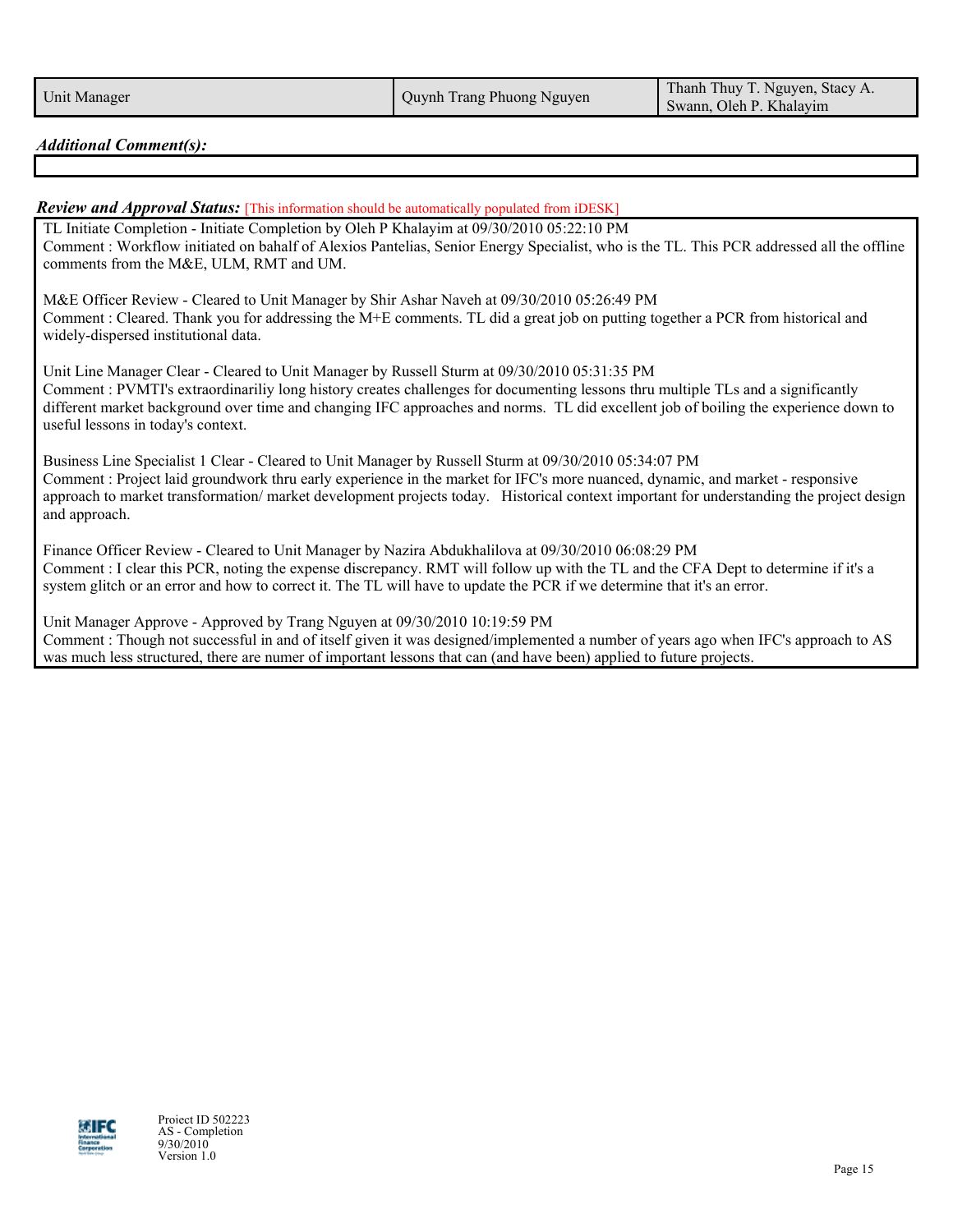| | | |
|---|---|---|
| Unit Manager | Quynh Trang Phuong Nguyen | Thanh Thuy T. Nguyen, Stacy A. Swann, Oleh P. Khalayim |

***Additional Comment(s):***

| |
|---|
| |

***Review and Approval Status:*** [This information should be automatically populated from iDESK]

TL Initiate Completion - Initiate Completion by Oleh P Khalayim at 09/30/2010 05:22:10 PM
Comment : Workflow initiated on bahalf of Alexios Pantelias, Senior Energy Specialist, who is the TL. This PCR addressed all the offline comments from the M&E, ULM, RMT and UM.

M&E Officer Review - Cleared to Unit Manager by Shir Ashar Naveh at 09/30/2010 05:26:49 PM
Comment : Cleared. Thank you for addressing the M+E comments. TL did a great job on putting together a PCR from historical and widely-dispersed institutional data.

Unit Line Manager Clear - Cleared to Unit Manager by Russell Sturm at 09/30/2010 05:31:35 PM
Comment : PVMTI's extraordinariliy long history creates challenges for documenting lessons thru multiple TLs and a significantly different market background over time and changing IFC approaches and norms. TL did excellent job of boiling the experience down to useful lessons in today's context.

Business Line Specialist 1 Clear - Cleared to Unit Manager by Russell Sturm at 09/30/2010 05:34:07 PM
Comment : Project laid groundwork thru early experience in the market for IFC's more nuanced, dynamic, and market - responsive approach to market transformation/ market development projects today. Historical context important for understanding the project design and approach.

Finance Officer Review - Cleared to Unit Manager by Nazira Abdukhalilova at 09/30/2010 06:08:29 PM
Comment : I clear this PCR, noting the expense discrepancy. RMT will follow up with the TL and the CFA Dept to determine if it's a system glitch or an error and how to correct it. The TL will have to update the PCR if we determine that it's an error.

Unit Manager Approve - Approved by Trang Nguyen at 09/30/2010 10:19:59 PM
Comment : Though not successful in and of itself given it was designed/implemented a number of years ago when IFC's approach to AS was much less structured, there are numer of important lessons that can (and have been) applied to future projects.